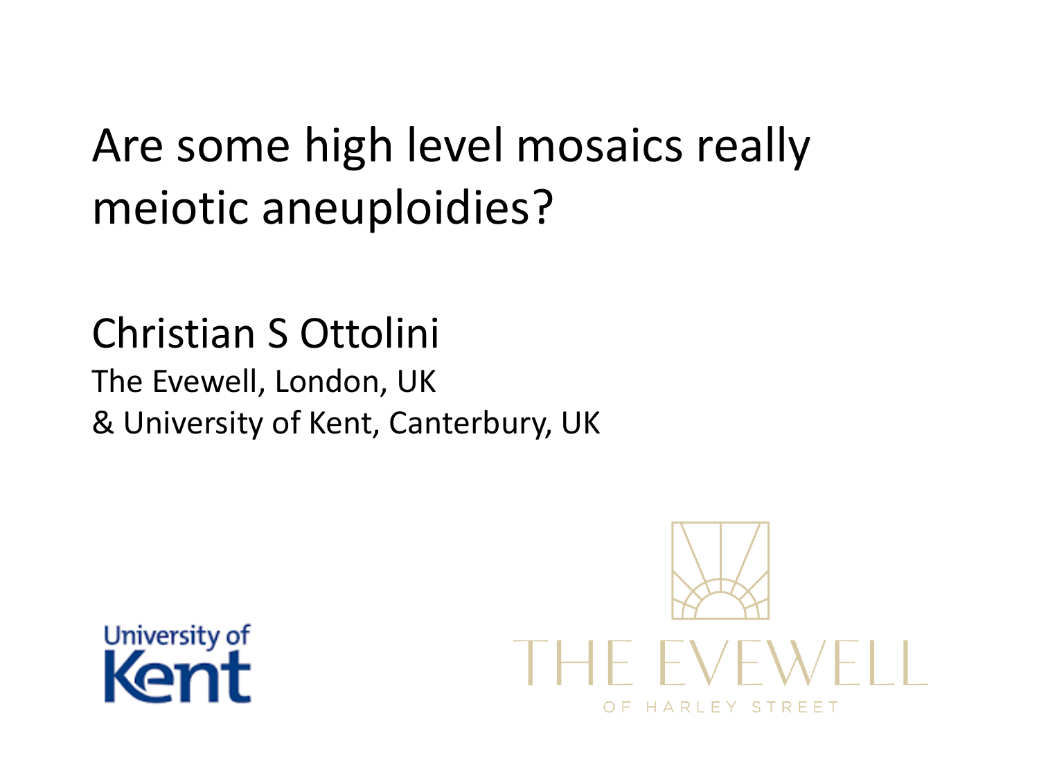# Are some high level mosaics really meiotic aneuploidies?

Christian S Ottolini

The Evewell, London, UK

& University of Kent, Canterbury, UK

University of Kent

THE EVEWELL

OF HARLEY STREET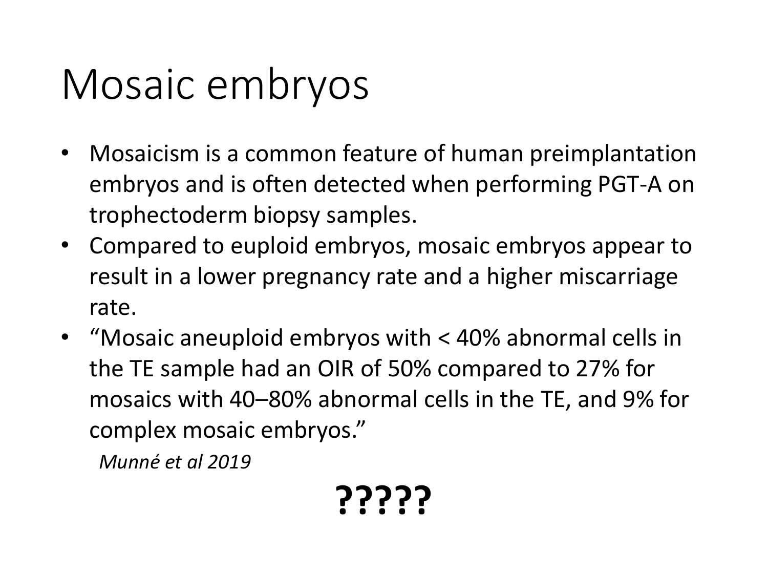# Mosaic embryos

- Mosaicism is a common feature of human preimplantation embryos and is often detected when performing PGT-A on trophectoderm biopsy samples.
- Compared to euploid embryos, mosaic embryos appear to result in a lower pregnancy rate and a higher miscarriage rate.
- "Mosaic aneuploid embryos with < 40% abnormal cells in the TE sample had an OIR of 50% compared to 27% for mosaics with 40–80% abnormal cells in the TE, and 9% for complex mosaic embryos."

  *Munné et al 2019*

**?????**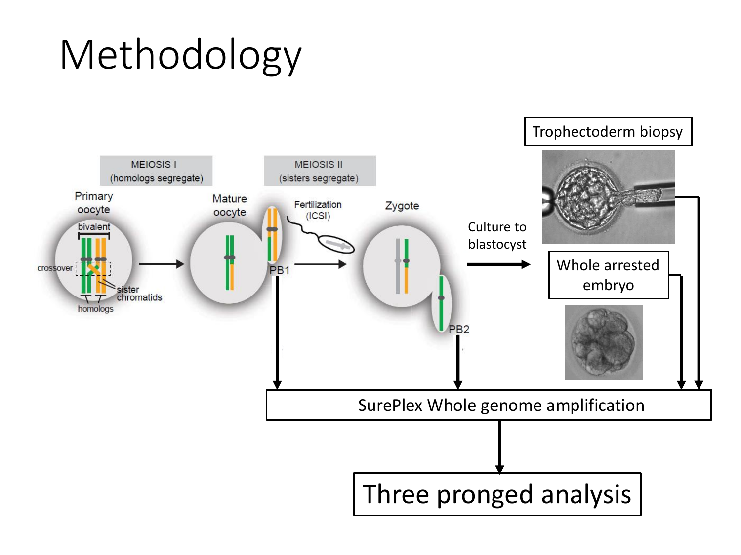# Methodology

MEIOSIS I (homologs segregate)

MEIOSIS II (sisters segregate)

Primary oocyte

bivalent

crossover

sister chromatids

homologs

Mature oocyte

PB1

Fertilization (ICSI)

Zygote

PB2

Culture to blastocyst

Trophectoderm biopsy

Whole arrested embryo

SurePlex Whole genome amplification

Three pronged analysis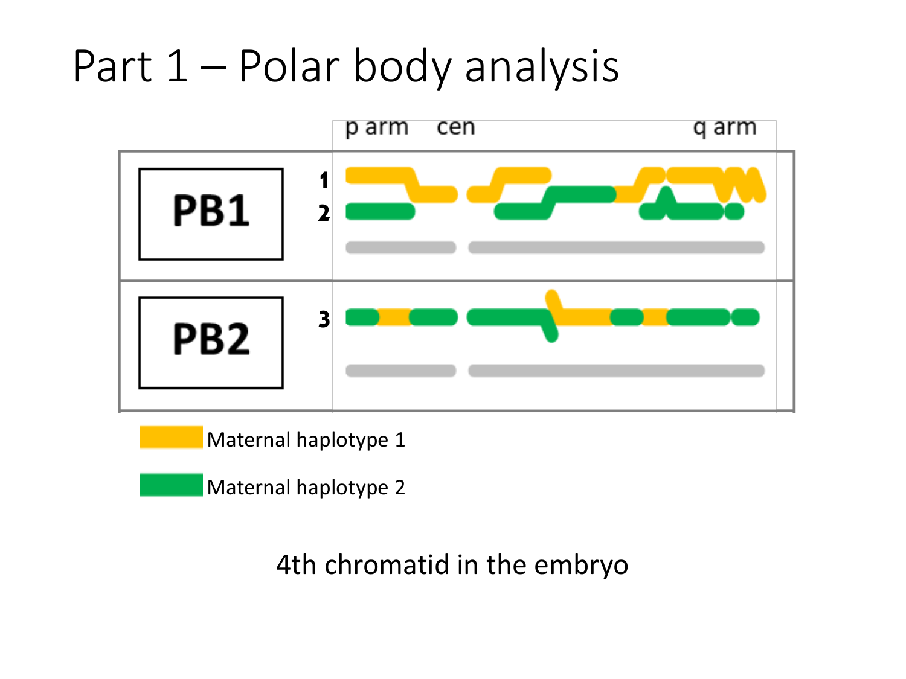# Part 1 – Polar body analysis

| | | p arm cen q arm |
|---|---|---|
| **PB1** | 1 | |
| | 2 | |
| **PB2** | 3 | |

Maternal haplotype 1

Maternal haplotype 2

4th chromatid in the embryo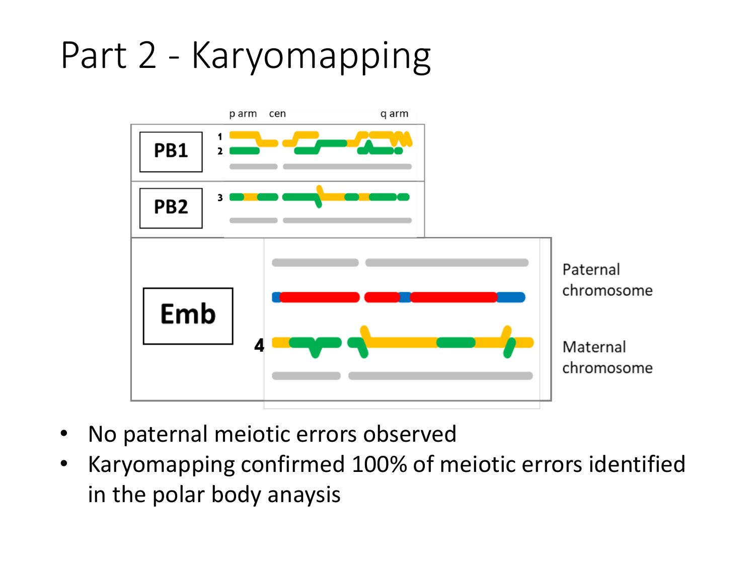# Part 2 - Karyomapping

- No paternal meiotic errors observed
- Karyomapping confirmed 100% of meiotic errors identified in the polar body anaysis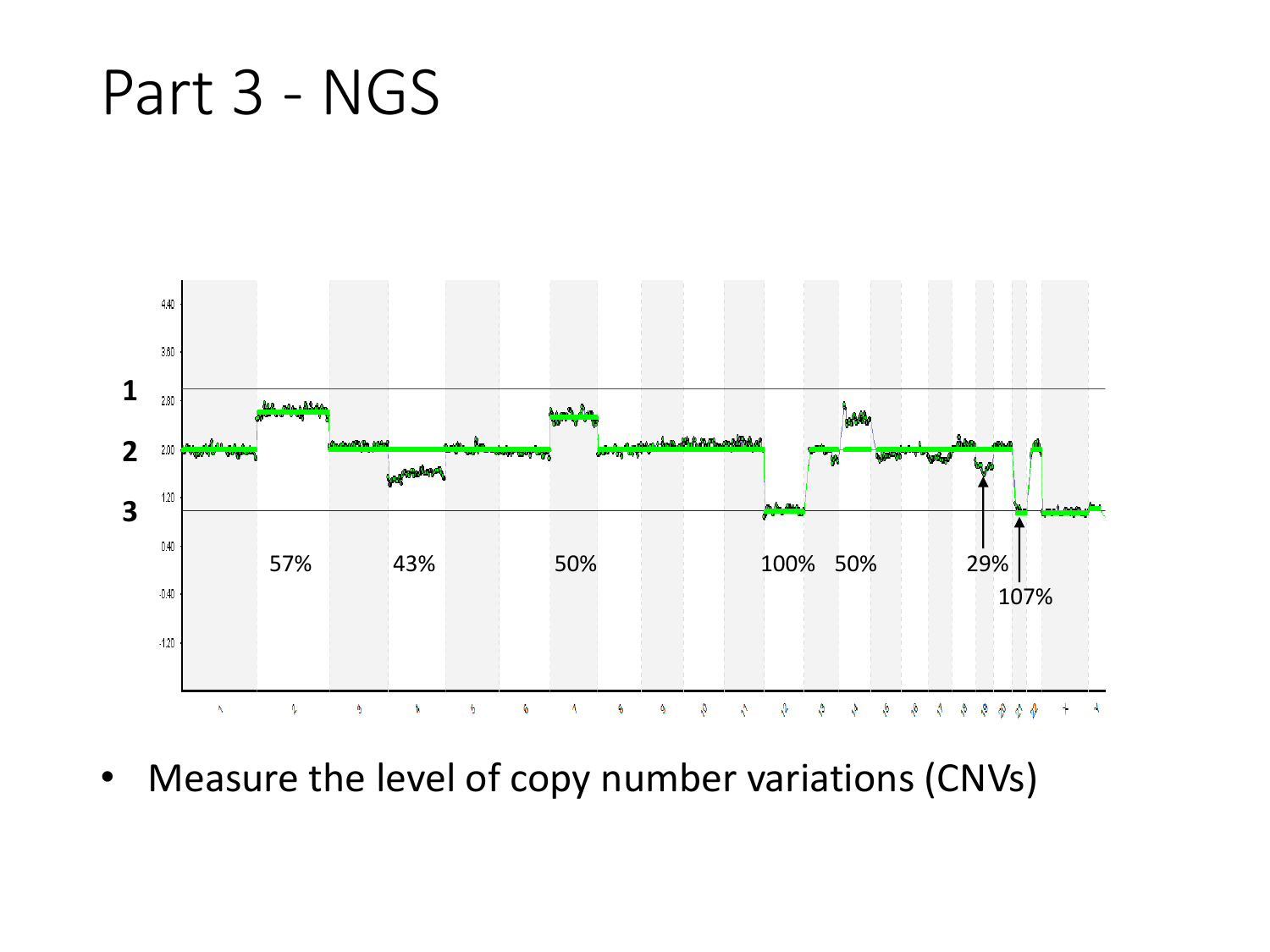# Part 3 - NGS

- Measure the level of copy number variations (CNVs)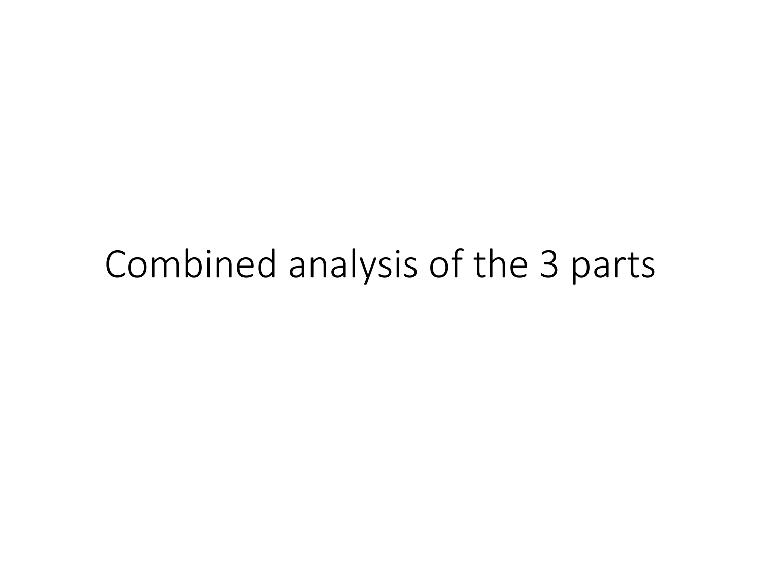# Combined analysis of the 3 parts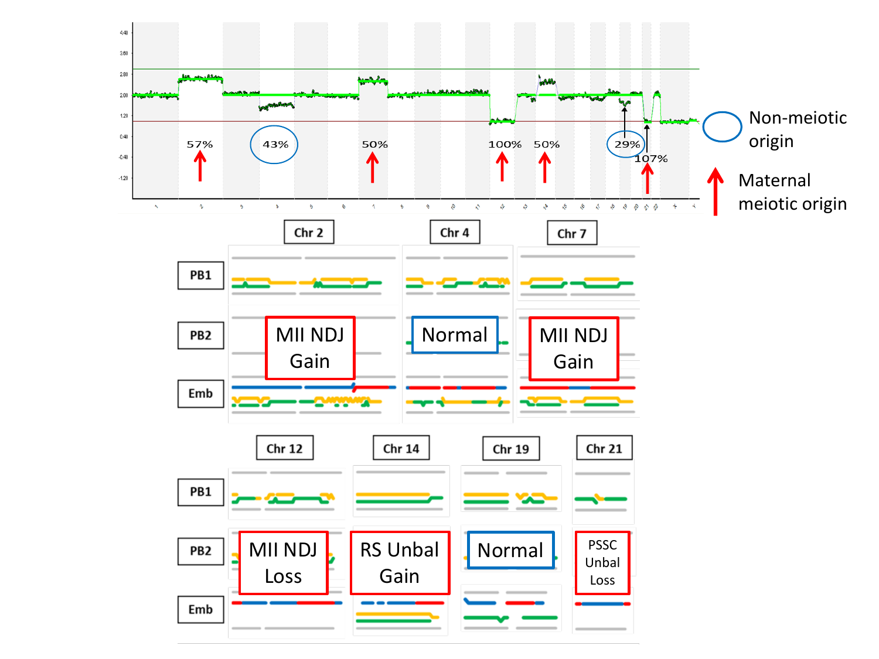57%   43%   50%   100%   50%   29%   107%

Non-meiotic origin

Maternal meiotic origin

| | Chr 2 | Chr 4 | Chr 7 |
|---|---|---|---|
| PB1 | | | |
| PB2 | MII NDJ Gain | Normal | MII NDJ Gain |
| Emb | | | |

| | Chr 12 | Chr 14 | Chr 19 | Chr 21 |
|---|---|---|---|---|
| PB1 | | | | |
| PB2 | MII NDJ Loss | RS Unbal Gain | Normal | PSSC Unbal Loss |
| Emb | | | | |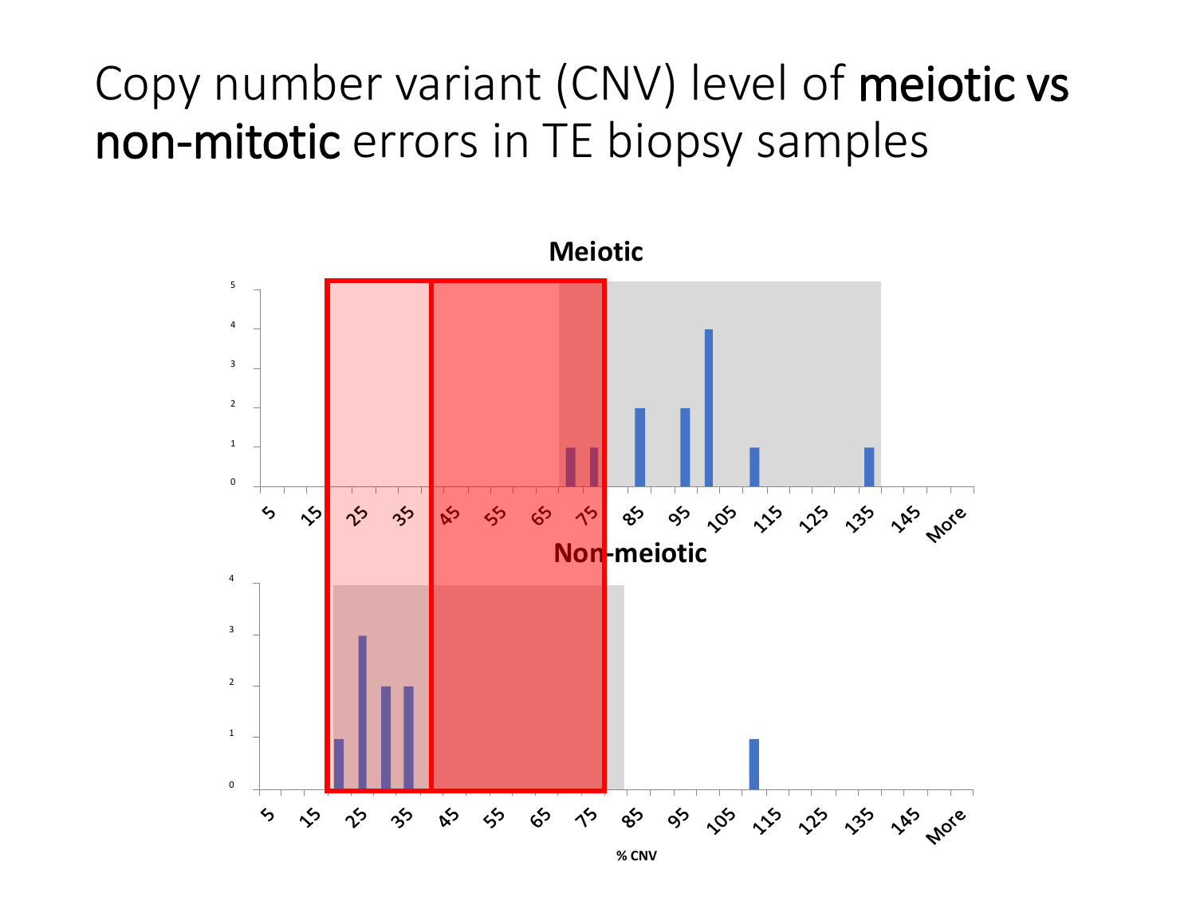# Copy number variant (CNV) level of **meiotic vs non-mitotic** errors in TE biopsy samples

**Meiotic**

**Non-meiotic**

% CNV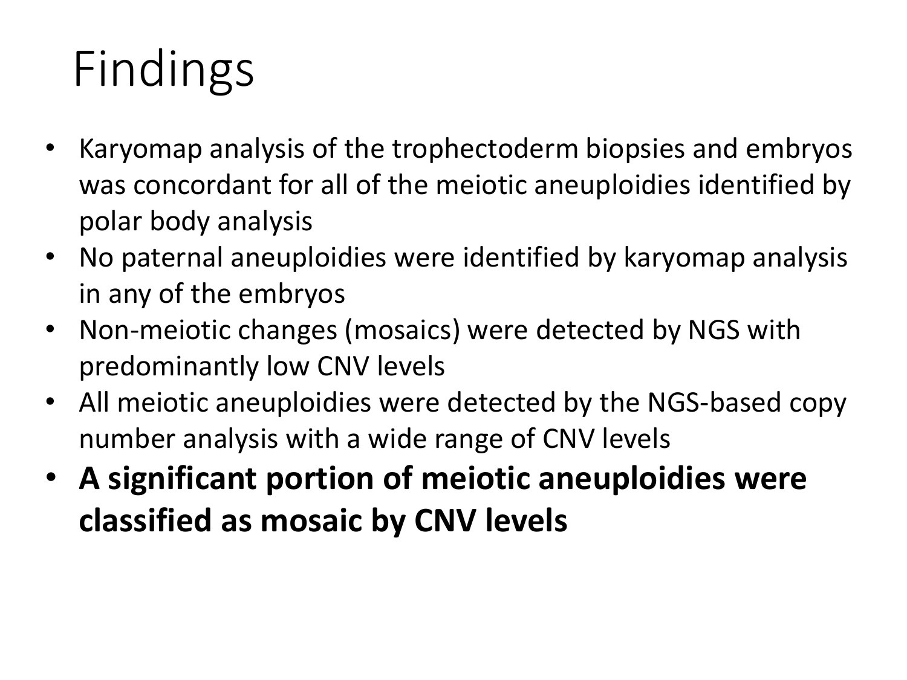# Findings

- Karyomap analysis of the trophectoderm biopsies and embryos was concordant for all of the meiotic aneuploidies identified by polar body analysis
- No paternal aneuploidies were identified by karyomap analysis in any of the embryos
- Non-meiotic changes (mosaics) were detected by NGS with predominantly low CNV levels
- All meiotic aneuploidies were detected by the NGS-based copy number analysis with a wide range of CNV levels
- **A significant portion of meiotic aneuploidies were classified as mosaic by CNV levels**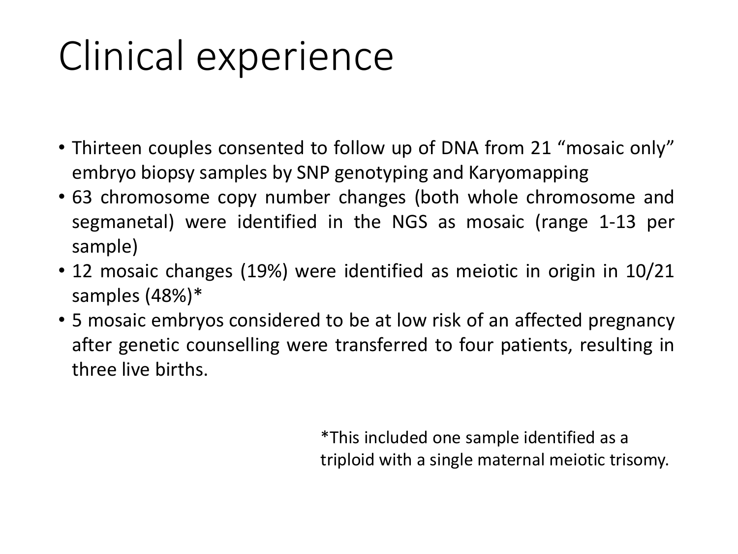# Clinical experience

- Thirteen couples consented to follow up of DNA from 21 “mosaic only” embryo biopsy samples by SNP genotyping and Karyomapping
- 63 chromosome copy number changes (both whole chromosome and segmanetal) were identified in the NGS as mosaic (range 1-13 per sample)
- 12 mosaic changes (19%) were identified as meiotic in origin in 10/21 samples (48%)*
- 5 mosaic embryos considered to be at low risk of an affected pregnancy after genetic counselling were transferred to four patients, resulting in three live births.

*This included one sample identified as a triploid with a single maternal meiotic trisomy.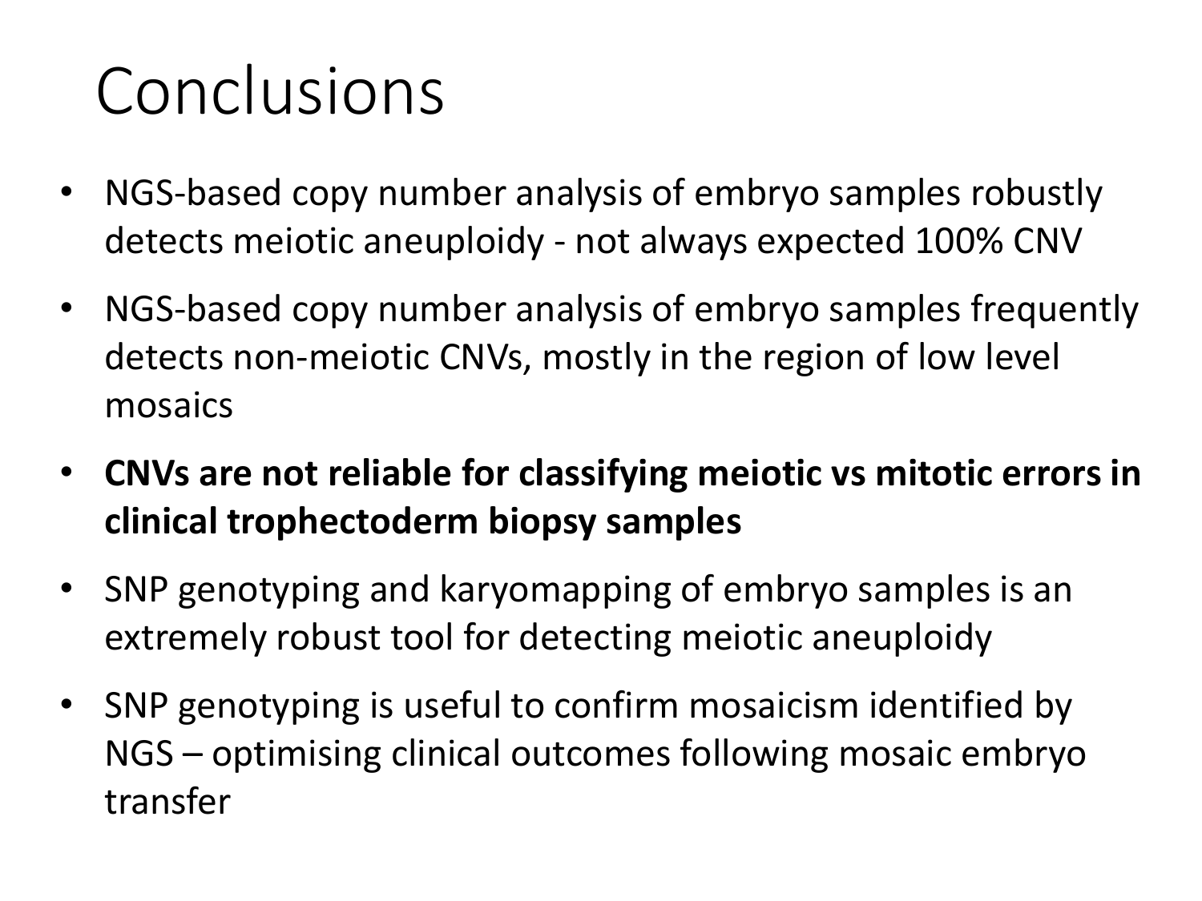# Conclusions

- NGS-based copy number analysis of embryo samples robustly detects meiotic aneuploidy - not always expected 100% CNV
- NGS-based copy number analysis of embryo samples frequently detects non-meiotic CNVs, mostly in the region of low level mosaics
- **CNVs are not reliable for classifying meiotic vs mitotic errors in clinical trophectoderm biopsy samples**
- SNP genotyping and karyomapping of embryo samples is an extremely robust tool for detecting meiotic aneuploidy
- SNP genotyping is useful to confirm mosaicism identified by NGS – optimising clinical outcomes following mosaic embryo transfer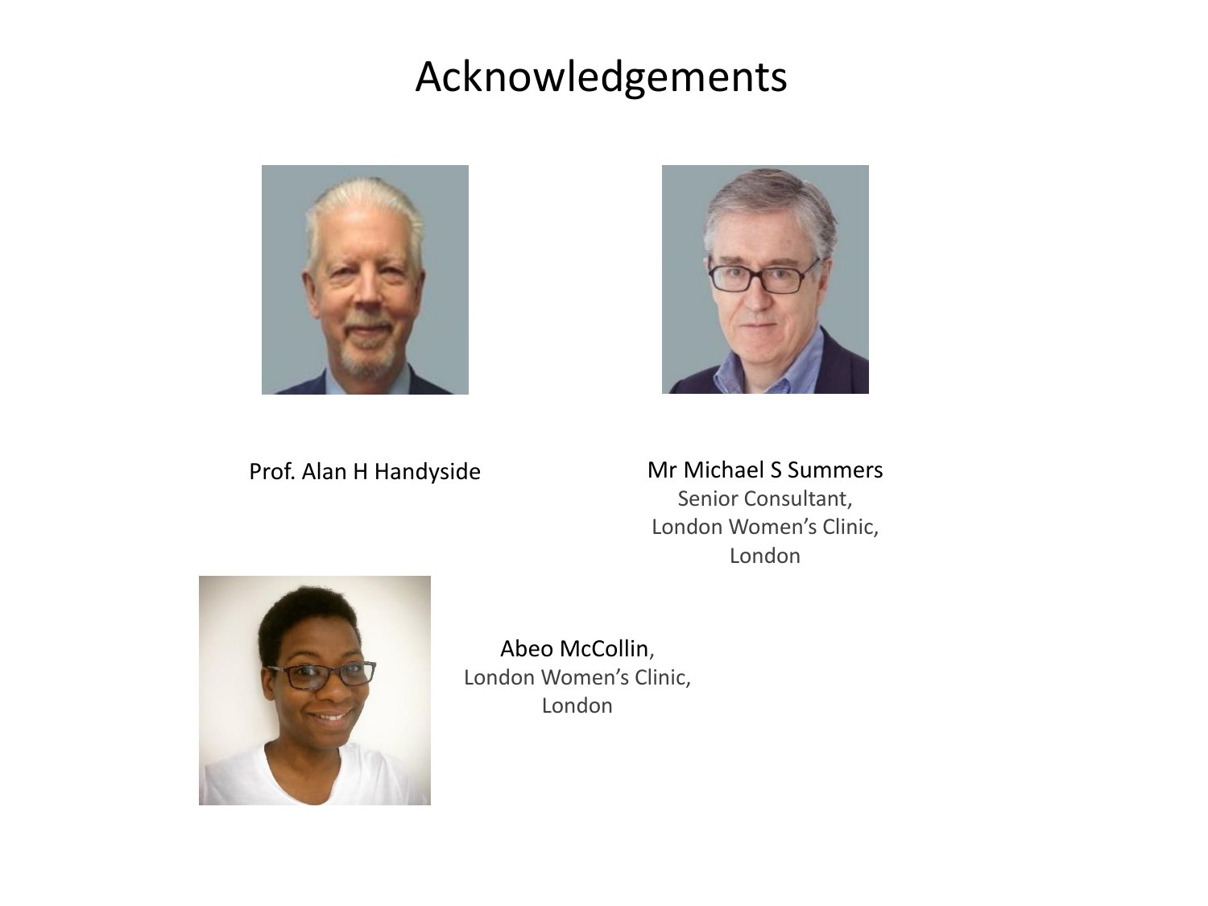# Acknowledgements

Prof. Alan H Handyside

Mr Michael S Summers
Senior Consultant,
London Women's Clinic,
London

Abeo McCollin,
London Women's Clinic,
London